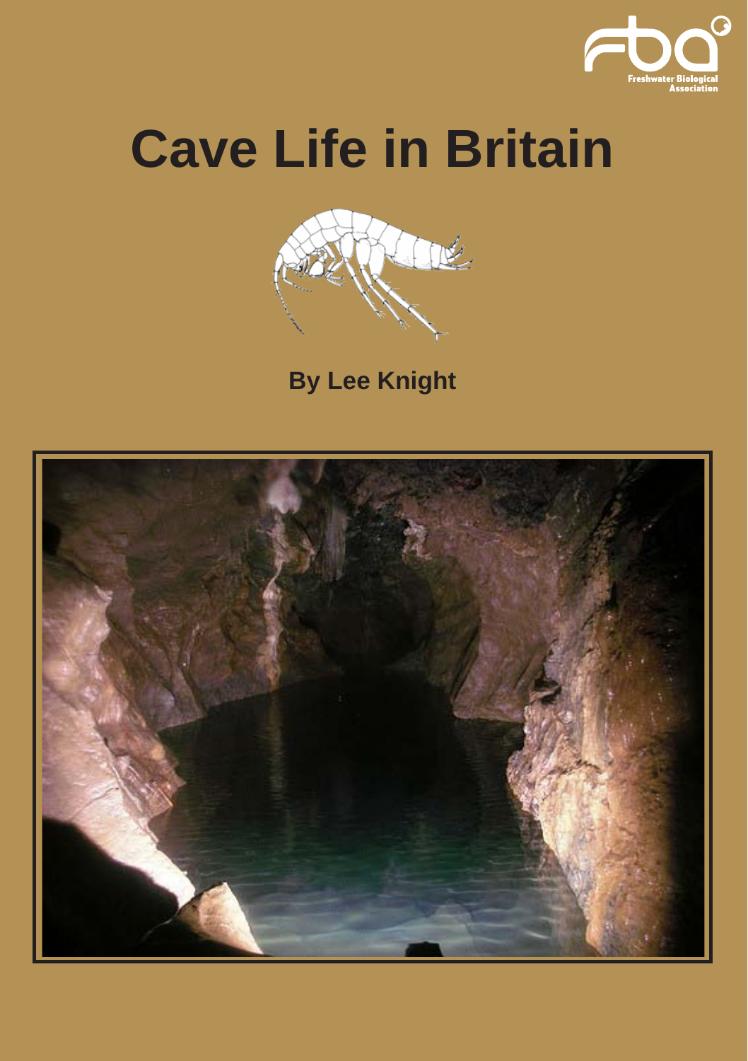Freshwater Biological Association

# Cave Life in Britain

**By Lee Knight**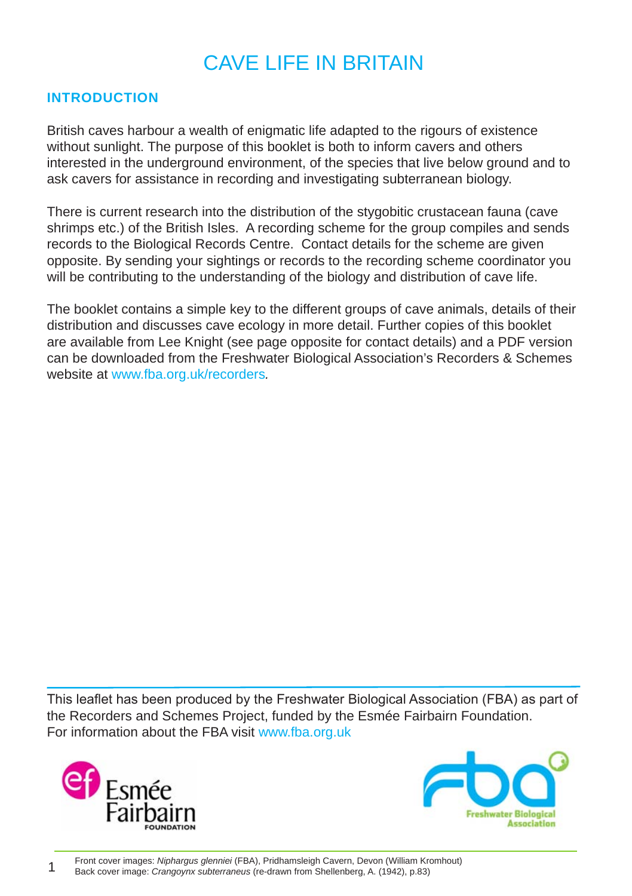# CAVE LIFE IN BRITAIN

## INTRODUCTION

British caves harbour a wealth of enigmatic life adapted to the rigours of existence without sunlight. The purpose of this booklet is both to inform cavers and others interested in the underground environment, of the species that live below ground and to ask cavers for assistance in recording and investigating subterranean biology.

There is current research into the distribution of the stygobitic crustacean fauna (cave shrimps etc.) of the British Isles. A recording scheme for the group compiles and sends records to the Biological Records Centre. Contact details for the scheme are given opposite. By sending your sightings or records to the recording scheme coordinator you will be contributing to the understanding of the biology and distribution of cave life.

The booklet contains a simple key to the different groups of cave animals, details of their distribution and discusses cave ecology in more detail. Further copies of this booklet are available from Lee Knight (see page opposite for contact details) and a PDF version can be downloaded from the Freshwater Biological Association's Recorders & Schemes website at www.fba.org.uk/recorders.

This leaflet has been produced by the Freshwater Biological Association (FBA) as part of the Recorders and Schemes Project, funded by the Esmée Fairbairn Foundation. For information about the FBA visit www.fba.org.uk

Esmée Fairbairn FOUNDATION

fba Freshwater Biological Association

Front cover images: *Niphargus glenniei* (FBA), Pridhamsleigh Cavern, Devon (William Kromhout)
Back cover image: *Crangoynx subterraneus* (re-drawn from Shellenberg, A. (1942), p.83)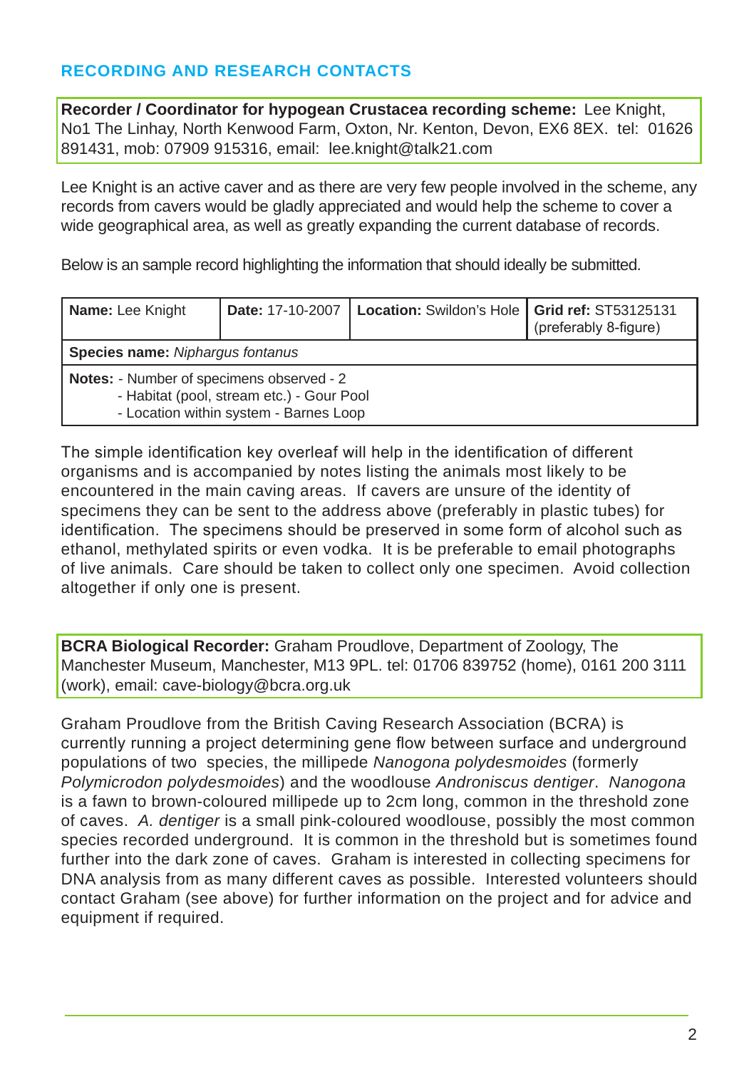## RECORDING AND RESEARCH CONTACTS

**Recorder / Coordinator for hypogean Crustacea recording scheme:** Lee Knight, No1 The Linhay, North Kenwood Farm, Oxton, Nr. Kenton, Devon, EX6 8EX. tel: 01626 891431, mob: 07909 915316, email: lee.knight@talk21.com

Lee Knight is an active caver and as there are very few people involved in the scheme, any records from cavers would be gladly appreciated and would help the scheme to cover a wide geographical area, as well as greatly expanding the current database of records.

Below is an sample record highlighting the information that should ideally be submitted.

| **Name:** Lee Knight | **Date:** 17-10-2007 | **Location:** Swildon's Hole | **Grid ref:** ST53125131 (preferably 8-figure) |
|---|---|---|---|
| **Species name:** *Niphargus fontanus* | | | |
| **Notes:** - Number of specimens observed - 2<br>- Habitat (pool, stream etc.) - Gour Pool<br>- Location within system - Barnes Loop | | | |

The simple identification key overleaf will help in the identification of different organisms and is accompanied by notes listing the animals most likely to be encountered in the main caving areas. If cavers are unsure of the identity of specimens they can be sent to the address above (preferably in plastic tubes) for identification. The specimens should be preserved in some form of alcohol such as ethanol, methylated spirits or even vodka. It is be preferable to email photographs of live animals. Care should be taken to collect only one specimen. Avoid collection altogether if only one is present.

**BCRA Biological Recorder:** Graham Proudlove, Department of Zoology, The Manchester Museum, Manchester, M13 9PL. tel: 01706 839752 (home), 0161 200 3111 (work), email: cave-biology@bcra.org.uk

Graham Proudlove from the British Caving Research Association (BCRA) is currently running a project determining gene flow between surface and underground populations of two species, the millipede *Nanogona polydesmoides* (formerly *Polymicrodon polydesmoides*) and the woodlouse *Androniscus dentiger*. *Nanogona* is a fawn to brown-coloured millipede up to 2cm long, common in the threshold zone of caves. *A. dentiger* is a small pink-coloured woodlouse, possibly the most common species recorded underground. It is common in the threshold but is sometimes found further into the dark zone of caves. Graham is interested in collecting specimens for DNA analysis from as many different caves as possible. Interested volunteers should contact Graham (see above) for further information on the project and for advice and equipment if required.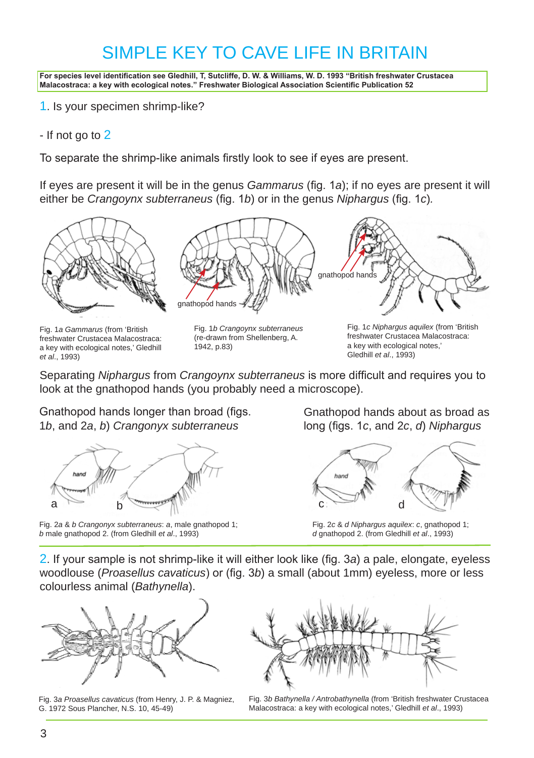# SIMPLE KEY TO CAVE LIFE IN BRITAIN

**For species level identification see Gledhill, T, Sutcliffe, D. W. & Williams, W. D. 1993 "British freshwater Crustacea Malacostraca: a key with ecological notes." Freshwater Biological Association Scientific Publication 52**

1. Is your specimen shrimp-like?

- If not go to 2

To separate the shrimp-like animals firstly look to see if eyes are present.

If eyes are present it will be in the genus *Gammarus* (fig. 1*a*); if no eyes are present it will either be *Crangoynx subterraneus* (fig. 1*b*) or in the genus *Niphargus* (fig. 1*c*).

gnathopod hands

gnathopod hands

Fig. 1*a Gammarus* (from 'British freshwater Crustacea Malacostraca: a key with ecological notes,' Gledhill *et al*., 1993)

Fig. 1*b Crangoynx subterraneus* (re-drawn from Shellenberg, A. 1942, p.83)

Fig. 1*c Niphargus aquilex* (from 'British freshwater Crustacea Malacostraca: a key with ecological notes,' Gledhill *et al*., 1993)

Separating *Niphargus* from *Crangoynx subterraneus* is more difficult and requires you to look at the gnathopod hands (you probably need a microscope).

Gnathopod hands longer than broad (figs. 1*b*, and 2*a*, *b*) *Crangonyx subterraneus*

hand

a b

Fig. 2*a* & *b Crangonyx subterraneus*: *a*, male gnathopod 1; *b* male gnathopod 2. (from Gledhill *et al*., 1993)

Gnathopod hands about as broad as long (figs. 1*c*, and 2*c*, *d*) *Niphargus*

hand

c d

Fig. 2*c* & *d Niphargus aquilex*: *c*, gnathopod 1; *d* gnathopod 2. (from Gledhill *et al*., 1993)

2. If your sample is not shrimp-like it will either look like (fig. 3*a*) a pale, elongate, eyeless woodlouse (*Proasellus cavaticus*) or (fig. 3*b*) a small (about 1mm) eyeless, more or less colourless animal (*Bathynella*).

Fig. 3*a Proasellus cavaticus* (from Henry, J. P. & Magniez, G. 1972 Sous Plancher, N.S. 10, 45-49)

Fig. 3*b Bathynella / Antrobathynella* (from 'British freshwater Crustacea Malacostraca: a key with ecological notes,' Gledhill *et al*., 1993)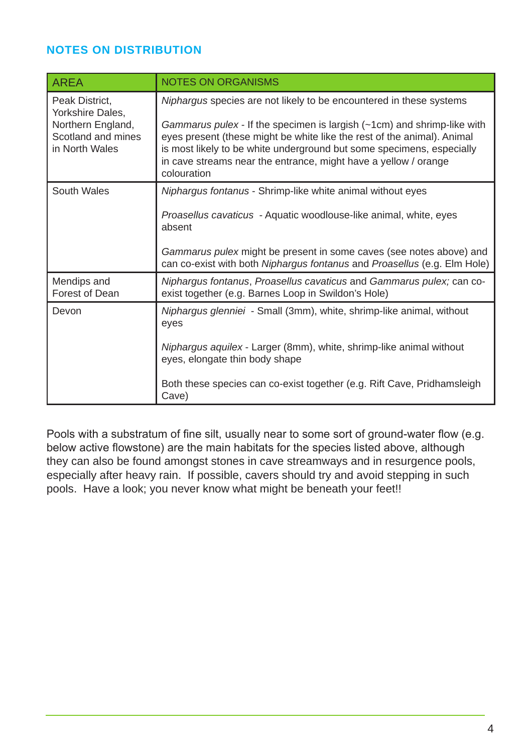## NOTES ON DISTRIBUTION

| AREA | NOTES ON ORGANISMS |
|---|---|
| Peak District, Yorkshire Dales, Northern England, Scotland and mines in North Wales | *Niphargus* species are not likely to be encountered in these systems<br><br>*Gammarus pulex* - If the specimen is largish (~1cm) and shrimp-like with eyes present (these might be white like the rest of the animal). Animal is most likely to be white underground but some specimens, especially in cave streams near the entrance, might have a yellow / orange colouration |
| South Wales | *Niphargus fontanus* - Shrimp-like white animal without eyes<br><br>*Proasellus cavaticus* - Aquatic woodlouse-like animal, white, eyes absent<br><br>*Gammarus pulex* might be present in some caves (see notes above) and can co-exist with both *Niphargus fontanus* and *Proasellus* (e.g. Elm Hole) |
| Mendips and Forest of Dean | *Niphargus fontanus*, *Proasellus cavaticus* and *Gammarus pulex;* can co-exist together (e.g. Barnes Loop in Swildon's Hole) |
| Devon | *Niphargus glenniei* - Small (3mm), white, shrimp-like animal, without eyes<br><br>*Niphargus aquilex* - Larger (8mm), white, shrimp-like animal without eyes, elongate thin body shape<br><br>Both these species can co-exist together (e.g. Rift Cave, Pridhamsleigh Cave) |

Pools with a substratum of fine silt, usually near to some sort of ground-water flow (e.g. below active flowstone) are the main habitats for the species listed above, although they can also be found amongst stones in cave streamways and in resurgence pools, especially after heavy rain. If possible, cavers should try and avoid stepping in such pools. Have a look; you never know what might be beneath your feet!!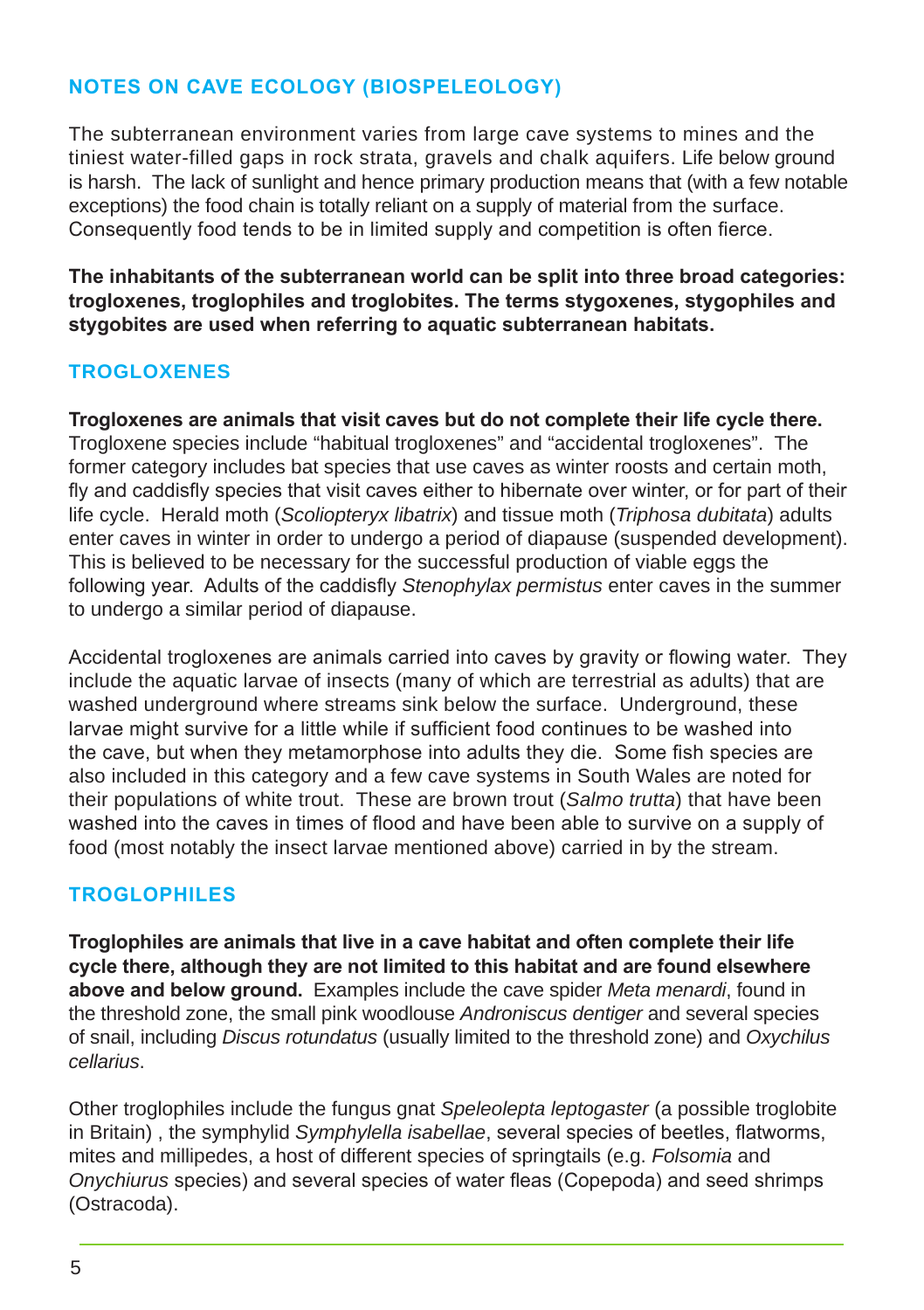## NOTES ON CAVE ECOLOGY (BIOSPELEOLOGY)

The subterranean environment varies from large cave systems to mines and the tiniest water-filled gaps in rock strata, gravels and chalk aquifers. Life below ground is harsh. The lack of sunlight and hence primary production means that (with a few notable exceptions) the food chain is totally reliant on a supply of material from the surface. Consequently food tends to be in limited supply and competition is often fierce.

**The inhabitants of the subterranean world can be split into three broad categories: trogloxenes, troglophiles and troglobites. The terms stygoxenes, stygophiles and stygobites are used when referring to aquatic subterranean habitats.**

### TROGLOXENES

**Trogloxenes are animals that visit caves but do not complete their life cycle there.** Trogloxene species include "habitual trogloxenes" and "accidental trogloxenes". The former category includes bat species that use caves as winter roosts and certain moth, fly and caddisfly species that visit caves either to hibernate over winter, or for part of their life cycle. Herald moth (*Scoliopteryx libatrix*) and tissue moth (*Triphosa dubitata*) adults enter caves in winter in order to undergo a period of diapause (suspended development). This is believed to be necessary for the successful production of viable eggs the following year. Adults of the caddisfly *Stenophylax permistus* enter caves in the summer to undergo a similar period of diapause.

Accidental trogloxenes are animals carried into caves by gravity or flowing water. They include the aquatic larvae of insects (many of which are terrestrial as adults) that are washed underground where streams sink below the surface. Underground, these larvae might survive for a little while if sufficient food continues to be washed into the cave, but when they metamorphose into adults they die. Some fish species are also included in this category and a few cave systems in South Wales are noted for their populations of white trout. These are brown trout (*Salmo trutta*) that have been washed into the caves in times of flood and have been able to survive on a supply of food (most notably the insect larvae mentioned above) carried in by the stream.

### TROGLOPHILES

**Troglophiles are animals that live in a cave habitat and often complete their life cycle there, although they are not limited to this habitat and are found elsewhere above and below ground.** Examples include the cave spider *Meta menardi*, found in the threshold zone, the small pink woodlouse *Androniscus dentiger* and several species of snail, including *Discus rotundatus* (usually limited to the threshold zone) and *Oxychilus cellarius*.

Other troglophiles include the fungus gnat *Speleolepta leptogaster* (a possible troglobite in Britain) , the symphylid *Symphylella isabellae*, several species of beetles, flatworms, mites and millipedes, a host of different species of springtails (e.g. *Folsomia* and *Onychiurus* species) and several species of water fleas (Copepoda) and seed shrimps (Ostracoda).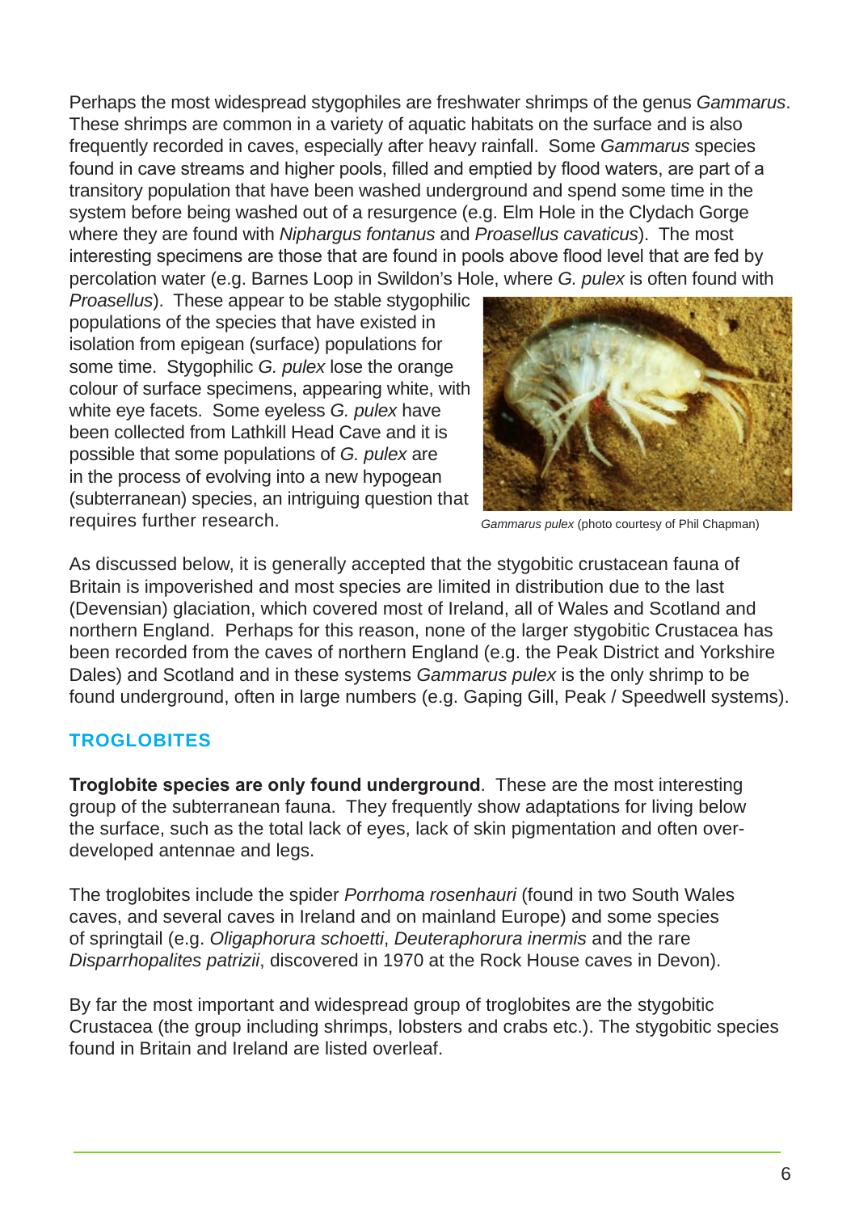Perhaps the most widespread stygophiles are freshwater shrimps of the genus *Gammarus*. These shrimps are common in a variety of aquatic habitats on the surface and is also frequently recorded in caves, especially after heavy rainfall. Some *Gammarus* species found in cave streams and higher pools, filled and emptied by flood waters, are part of a transitory population that have been washed underground and spend some time in the system before being washed out of a resurgence (e.g. Elm Hole in the Clydach Gorge where they are found with *Niphargus fontanus* and *Proasellus cavaticus*). The most interesting specimens are those that are found in pools above flood level that are fed by percolation water (e.g. Barnes Loop in Swildon's Hole, where *G. pulex* is often found with *Proasellus*). These appear to be stable stygophilic populations of the species that have existed in isolation from epigean (surface) populations for some time. Stygophilic *G. pulex* lose the orange colour of surface specimens, appearing white, with white eye facets. Some eyeless *G. pulex* have been collected from Lathkill Head Cave and it is possible that some populations of *G. pulex* are in the process of evolving into a new hypogean (subterranean) species, an intriguing question that requires further research.

*Gammarus pulex* (photo courtesy of Phil Chapman)

As discussed below, it is generally accepted that the stygobitic crustacean fauna of Britain is impoverished and most species are limited in distribution due to the last (Devensian) glaciation, which covered most of Ireland, all of Wales and Scotland and northern England. Perhaps for this reason, none of the larger stygobitic Crustacea has been recorded from the caves of northern England (e.g. the Peak District and Yorkshire Dales) and Scotland and in these systems *Gammarus pulex* is the only shrimp to be found underground, often in large numbers (e.g. Gaping Gill, Peak / Speedwell systems).

## TROGLOBITES

**Troglobite species are only found underground**. These are the most interesting group of the subterranean fauna. They frequently show adaptations for living below the surface, such as the total lack of eyes, lack of skin pigmentation and often over-developed antennae and legs.

The troglobites include the spider *Porrhoma rosenhauri* (found in two South Wales caves, and several caves in Ireland and on mainland Europe) and some species of springtail (e.g. *Oligaphorura schoetti*, *Deuteraphorura inermis* and the rare *Disparrhopalites patrizii*, discovered in 1970 at the Rock House caves in Devon).

By far the most important and widespread group of troglobites are the stygobitic Crustacea (the group including shrimps, lobsters and crabs etc.). The stygobitic species found in Britain and Ireland are listed overleaf.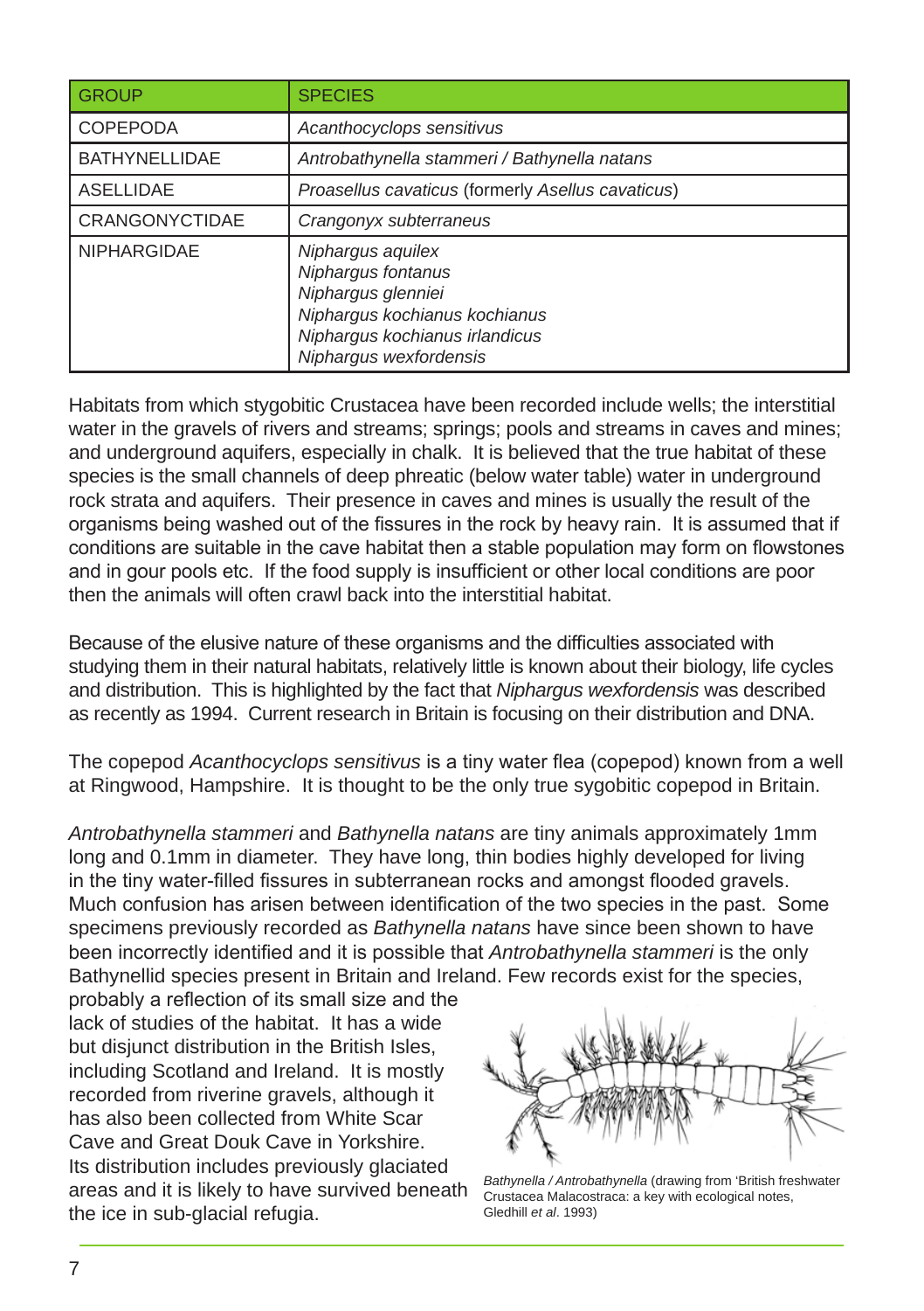| GROUP | SPECIES |
|---|---|
| COPEPODA | *Acanthocyclops sensitivus* |
| BATHYNELLIDAE | *Antrobathynella stammeri / Bathynella natans* |
| ASELLIDAE | *Proasellus cavaticus* (formerly *Asellus cavaticus*) |
| CRANGONYCTIDAE | *Crangonyx subterraneus* |
| NIPHARGIDAE | *Niphargus aquilex*<br>*Niphargus fontanus*<br>*Niphargus glenniei*<br>*Niphargus kochianus kochianus*<br>*Niphargus kochianus irlandicus*<br>*Niphargus wexfordensis* |

Habitats from which stygobitic Crustacea have been recorded include wells; the interstitial water in the gravels of rivers and streams; springs; pools and streams in caves and mines; and underground aquifers, especially in chalk. It is believed that the true habitat of these species is the small channels of deep phreatic (below water table) water in underground rock strata and aquifers. Their presence in caves and mines is usually the result of the organisms being washed out of the fissures in the rock by heavy rain. It is assumed that if conditions are suitable in the cave habitat then a stable population may form on flowstones and in gour pools etc. If the food supply is insufficient or other local conditions are poor then the animals will often crawl back into the interstitial habitat.

Because of the elusive nature of these organisms and the difficulties associated with studying them in their natural habitats, relatively little is known about their biology, life cycles and distribution. This is highlighted by the fact that *Niphargus wexfordensis* was described as recently as 1994. Current research in Britain is focusing on their distribution and DNA.

The copepod *Acanthocyclops sensitivus* is a tiny water flea (copepod) known from a well at Ringwood, Hampshire. It is thought to be the only true sygobitic copepod in Britain.

*Antrobathynella stammeri* and *Bathynella natans* are tiny animals approximately 1mm long and 0.1mm in diameter. They have long, thin bodies highly developed for living in the tiny water-filled fissures in subterranean rocks and amongst flooded gravels. Much confusion has arisen between identification of the two species in the past. Some specimens previously recorded as *Bathynella natans* have since been shown to have been incorrectly identified and it is possible that *Antrobathynella stammeri* is the only Bathynellid species present in Britain and Ireland. Few records exist for the species, probably a reflection of its small size and the lack of studies of the habitat. It has a wide but disjunct distribution in the British Isles, including Scotland and Ireland. It is mostly recorded from riverine gravels, although it has also been collected from White Scar Cave and Great Douk Cave in Yorkshire. Its distribution includes previously glaciated areas and it is likely to have survived beneath the ice in sub-glacial refugia.

*Bathynella / Antrobathynella* (drawing from 'British freshwater Crustacea Malacostraca: a key with ecological notes, Gledhill *et al*. 1993)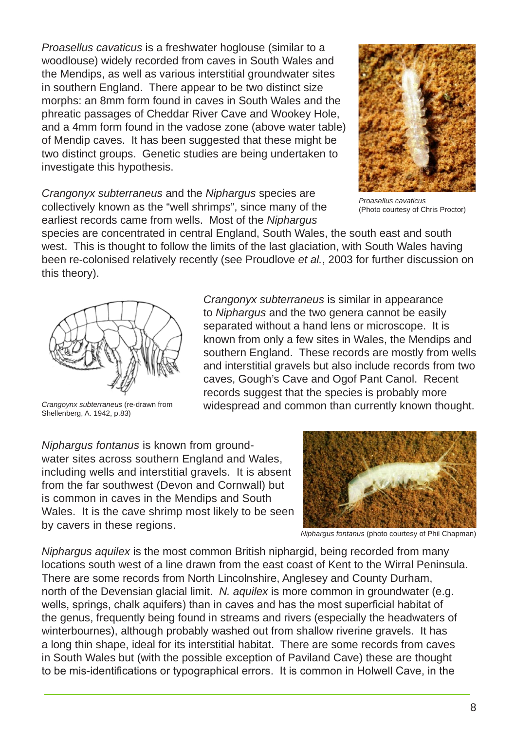*Proasellus cavaticus* is a freshwater hoglouse (similar to a woodlouse) widely recorded from caves in South Wales and the Mendips, as well as various interstitial groundwater sites in southern England. There appear to be two distinct size morphs: an 8mm form found in caves in South Wales and the phreatic passages of Cheddar River Cave and Wookey Hole, and a 4mm form found in the vadose zone (above water table) of Mendip caves. It has been suggested that these might be two distinct groups. Genetic studies are being undertaken to investigate this hypothesis.

*Proasellus cavaticus*
(Photo courtesy of Chris Proctor)

*Crangonyx subterraneus* and the *Niphargus* species are collectively known as the "well shrimps", since many of the earliest records came from wells. Most of the *Niphargus* species are concentrated in central England, South Wales, the south east and south west. This is thought to follow the limits of the last glaciation, with South Wales having been re-colonised relatively recently (see Proudlove *et al.*, 2003 for further discussion on this theory).

*Crangoynx subterraneus* (re-drawn from Shellenberg, A. 1942, p.83)

*Crangonyx subterraneus* is similar in appearance to *Niphargus* and the two genera cannot be easily separated without a hand lens or microscope. It is known from only a few sites in Wales, the Mendips and southern England. These records are mostly from wells and interstitial gravels but also include records from two caves, Gough's Cave and Ogof Pant Canol. Recent records suggest that the species is probably more widespread and common than currently known thought.

*Niphargus fontanus* is known from groundwater sites across southern England and Wales, including wells and interstitial gravels. It is absent from the far southwest (Devon and Cornwall) but is common in caves in the Mendips and South Wales. It is the cave shrimp most likely to be seen by cavers in these regions.

*Niphargus fontanus* (photo courtesy of Phil Chapman)

*Niphargus aquilex* is the most common British niphargid, being recorded from many locations south west of a line drawn from the east coast of Kent to the Wirral Peninsula. There are some records from North Lincolnshire, Anglesey and County Durham, north of the Devensian glacial limit. *N. aquilex* is more common in groundwater (e.g. wells, springs, chalk aquifers) than in caves and has the most superficial habitat of the genus, frequently being found in streams and rivers (especially the headwaters of winterbournes), although probably washed out from shallow riverine gravels. It has a long thin shape, ideal for its interstitial habitat. There are some records from caves in South Wales but (with the possible exception of Paviland Cave) these are thought to be mis-identifications or typographical errors. It is common in Holwell Cave, in the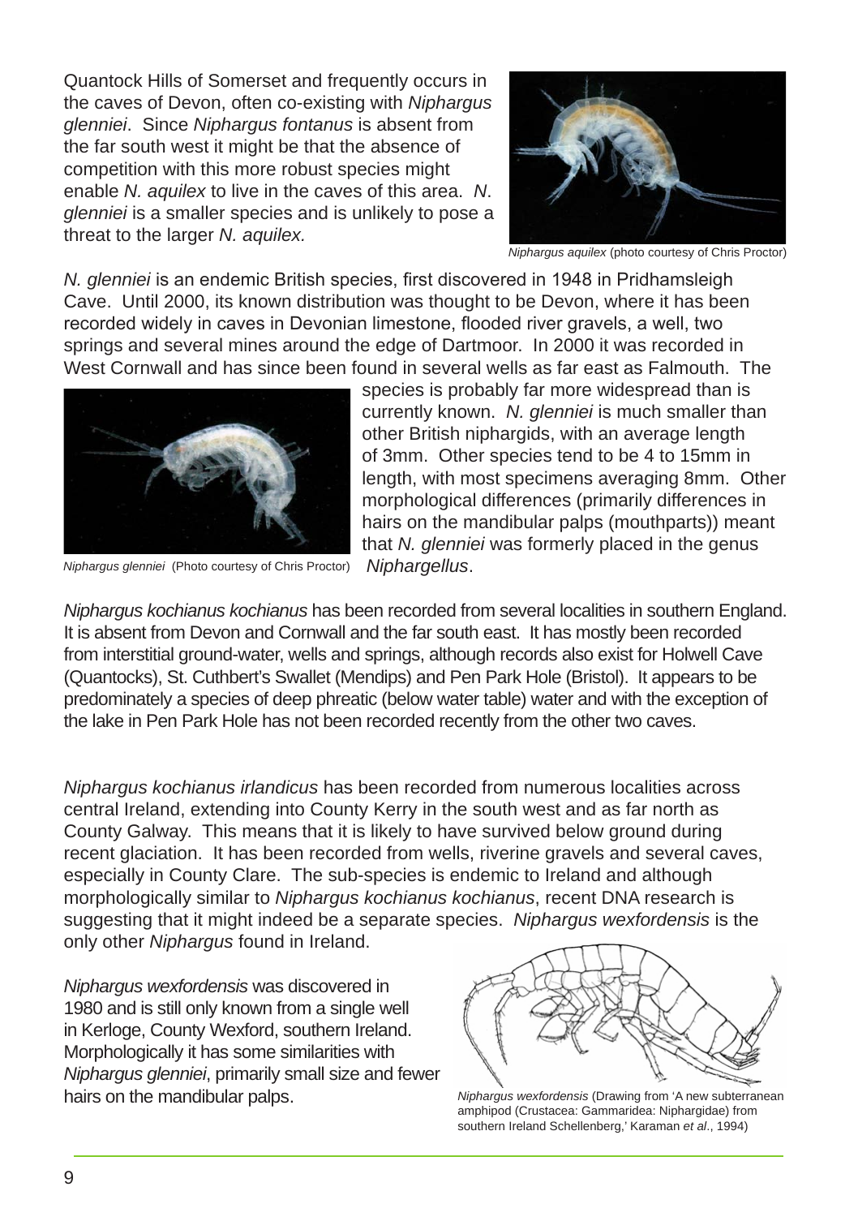Quantock Hills of Somerset and frequently occurs in the caves of Devon, often co-existing with *Niphargus glenniei*. Since *Niphargus fontanus* is absent from the far south west it might be that the absence of competition with this more robust species might enable *N. aquilex* to live in the caves of this area. *N. glenniei* is a smaller species and is unlikely to pose a threat to the larger *N. aquilex.*

*Niphargus aquilex* (photo courtesy of Chris Proctor)

*N. glenniei* is an endemic British species, first discovered in 1948 in Pridhamsleigh Cave. Until 2000, its known distribution was thought to be Devon, where it has been recorded widely in caves in Devonian limestone, flooded river gravels, a well, two springs and several mines around the edge of Dartmoor. In 2000 it was recorded in West Cornwall and has since been found in several wells as far east as Falmouth. The species is probably far more widespread than is currently known. *N. glenniei* is much smaller than other British niphargids, with an average length of 3mm. Other species tend to be 4 to 15mm in length, with most specimens averaging 8mm. Other morphological differences (primarily differences in hairs on the mandibular palps (mouthparts)) meant that *N. glenniei* was formerly placed in the genus *Niphargellus*.

*Niphargus glenniei* (Photo courtesy of Chris Proctor)

*Niphargus kochianus kochianus* has been recorded from several localities in southern England. It is absent from Devon and Cornwall and the far south east. It has mostly been recorded from interstitial ground-water, wells and springs, although records also exist for Holwell Cave (Quantocks), St. Cuthbert's Swallet (Mendips) and Pen Park Hole (Bristol). It appears to be predominately a species of deep phreatic (below water table) water and with the exception of the lake in Pen Park Hole has not been recorded recently from the other two caves.

*Niphargus kochianus irlandicus* has been recorded from numerous localities across central Ireland, extending into County Kerry in the south west and as far north as County Galway. This means that it is likely to have survived below ground during recent glaciation. It has been recorded from wells, riverine gravels and several caves, especially in County Clare. The sub-species is endemic to Ireland and although morphologically similar to *Niphargus kochianus kochianus*, recent DNA research is suggesting that it might indeed be a separate species. *Niphargus wexfordensis* is the only other *Niphargus* found in Ireland.

*Niphargus wexfordensis* was discovered in 1980 and is still only known from a single well in Kerloge, County Wexford, southern Ireland. Morphologically it has some similarities with *Niphargus glenniei*, primarily small size and fewer hairs on the mandibular palps.

*Niphargus wexfordensis* (Drawing from 'A new subterranean amphipod (Crustacea: Gammaridea: Niphargidae) from southern Ireland Schellenberg,' Karaman *et al*., 1994)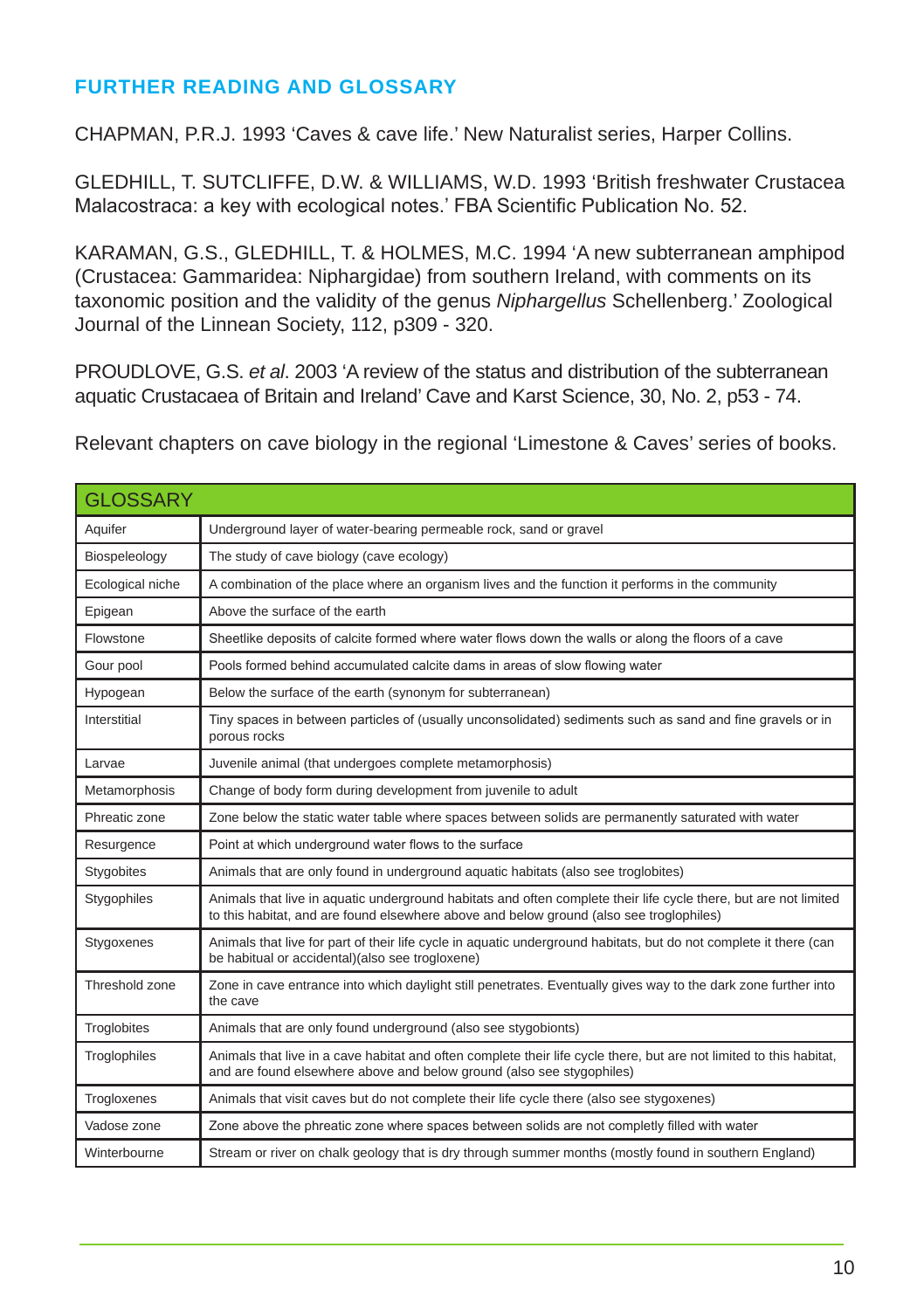## FURTHER READING AND GLOSSARY

CHAPMAN, P.R.J. 1993 'Caves & cave life.' New Naturalist series, Harper Collins.

GLEDHILL, T. SUTCLIFFE, D.W. & WILLIAMS, W.D. 1993 'British freshwater Crustacea Malacostraca: a key with ecological notes.' FBA Scientific Publication No. 52.

KARAMAN, G.S., GLEDHILL, T. & HOLMES, M.C. 1994 'A new subterranean amphipod (Crustacea: Gammaridea: Niphargidae) from southern Ireland, with comments on its taxonomic position and the validity of the genus *Niphargellus* Schellenberg.' Zoological Journal of the Linnean Society, 112, p309 - 320.

PROUDLOVE, G.S. *et al*. 2003 'A review of the status and distribution of the subterranean aquatic Crustacaea of Britain and Ireland' Cave and Karst Science, 30, No. 2, p53 - 74.

Relevant chapters on cave biology in the regional 'Limestone & Caves' series of books.

| GLOSSARY | |
|---|---|
| Aquifer | Underground layer of water-bearing permeable rock, sand or gravel |
| Biospeleology | The study of cave biology (cave ecology) |
| Ecological niche | A combination of the place where an organism lives and the function it performs in the community |
| Epigean | Above the surface of the earth |
| Flowstone | Sheetlike deposits of calcite formed where water flows down the walls or along the floors of a cave |
| Gour pool | Pools formed behind accumulated calcite dams in areas of slow flowing water |
| Hypogean | Below the surface of the earth (synonym for subterranean) |
| Interstitial | Tiny spaces in between particles of (usually unconsolidated) sediments such as sand and fine gravels or in porous rocks |
| Larvae | Juvenile animal (that undergoes complete metamorphosis) |
| Metamorphosis | Change of body form during development from juvenile to adult |
| Phreatic zone | Zone below the static water table where spaces between solids are permanently saturated with water |
| Resurgence | Point at which underground water flows to the surface |
| Stygobites | Animals that are only found in underground aquatic habitats (also see troglobites) |
| Stygophiles | Animals that live in aquatic underground habitats and often complete their life cycle there, but are not limited to this habitat, and are found elsewhere above and below ground (also see troglophiles) |
| Stygoxenes | Animals that live for part of their life cycle in aquatic underground habitats, but do not complete it there (can be habitual or accidental)(also see trogloxene) |
| Threshold zone | Zone in cave entrance into which daylight still penetrates. Eventually gives way to the dark zone further into the cave |
| Troglobites | Animals that are only found underground (also see stygobionts) |
| Troglophiles | Animals that live in a cave habitat and often complete their life cycle there, but are not limited to this habitat, and are found elsewhere above and below ground (also see stygophiles) |
| Trogloxenes | Animals that visit caves but do not complete their life cycle there (also see stygoxenes) |
| Vadose zone | Zone above the phreatic zone where spaces between solids are not completly filled with water |
| Winterbourne | Stream or river on chalk geology that is dry through summer months (mostly found in southern England) |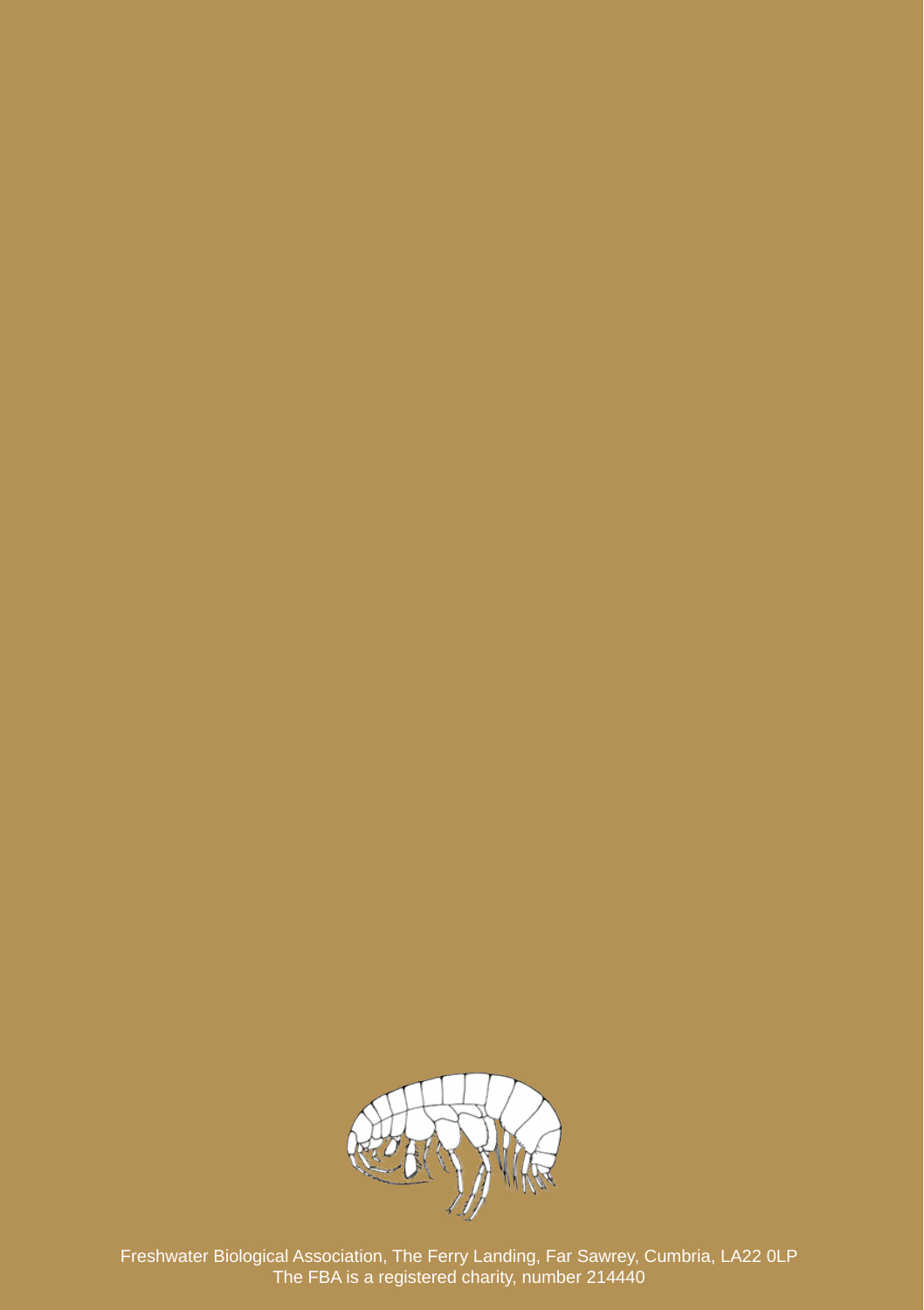Freshwater Biological Association, The Ferry Landing, Far Sawrey, Cumbria, LA22 0LP
The FBA is a registered charity, number 214440